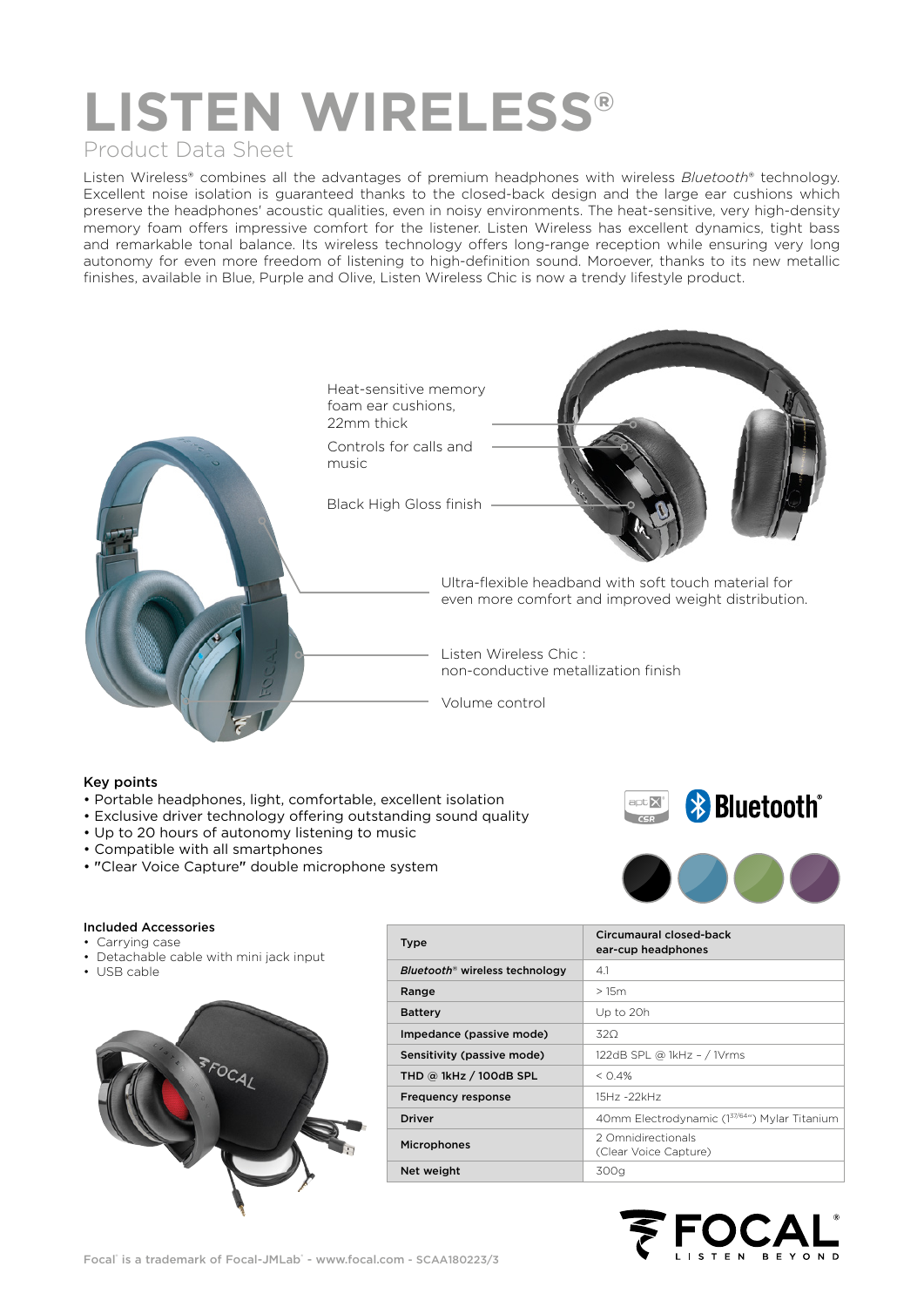# LISTEN WIRELESS®

## Product Data Sheet

Listen Wireless® combines all the advantages of premium headphones with wireless *Bluetooth*® technology. Excellent noise isolation is guaranteed thanks to the closed-back design and the large ear cushions which preserve the headphones' acoustic qualities, even in noisy environments. The heat-sensitive, very high-density memory foam offers impressive comfort for the listener. Listen Wireless has excellent dynamics, tight bass and remarkable tonal balance. Its wireless technology offers long-range reception while ensuring very long autonomy for even more freedom of listening to high-definition sound. Moroever, thanks to its new metallic finishes, available in Blue, Purple and Olive, Listen Wireless Chic is now a trendy lifestyle product.

Heat-sensitive memory foam ear cushions, 22mm thick

Controls for calls and music

Black High Gloss finish

Ultra-flexible headband with soft touch material for even more comfort and improved weight distribution.

Listen Wireless Chic : non-conductive metallization finish

Volume control

### Key points

- Portable headphones, light, comfortable, excellent isolation
- Exclusive driver technology offering outstanding sound quality
- Up to 20 hours of autonomy listening to music
- Compatible with all smartphones
- "Clear Voice Capture" double microphone system

### Included Accessories

- Carrying case
- Detachable cable with mini jack input
- USB cable

| Type | Circumaural closed-back ear-cup headphones |
|---|---|
| *Bluetooth*® wireless technology | 4.1 |
| Range | > 15m |
| Battery | Up to 20h |
| Impedance (passive mode) | 32Ω |
| Sensitivity (passive mode) | 122dB SPL @ 1kHz – / 1Vrms |
| THD @ 1kHz / 100dB SPL | < 0.4% |
| Frequency response | 15Hz -22kHz |
| Driver | 40mm Electrodynamic (1 37/64") Mylar Titanium |
| Microphones | 2 Omnidirectionals (Clear Voice Capture) |
| Net weight | 300g |

Focal® is a trademark of Focal-JMLab® - www.focal.com - SCAA180223/3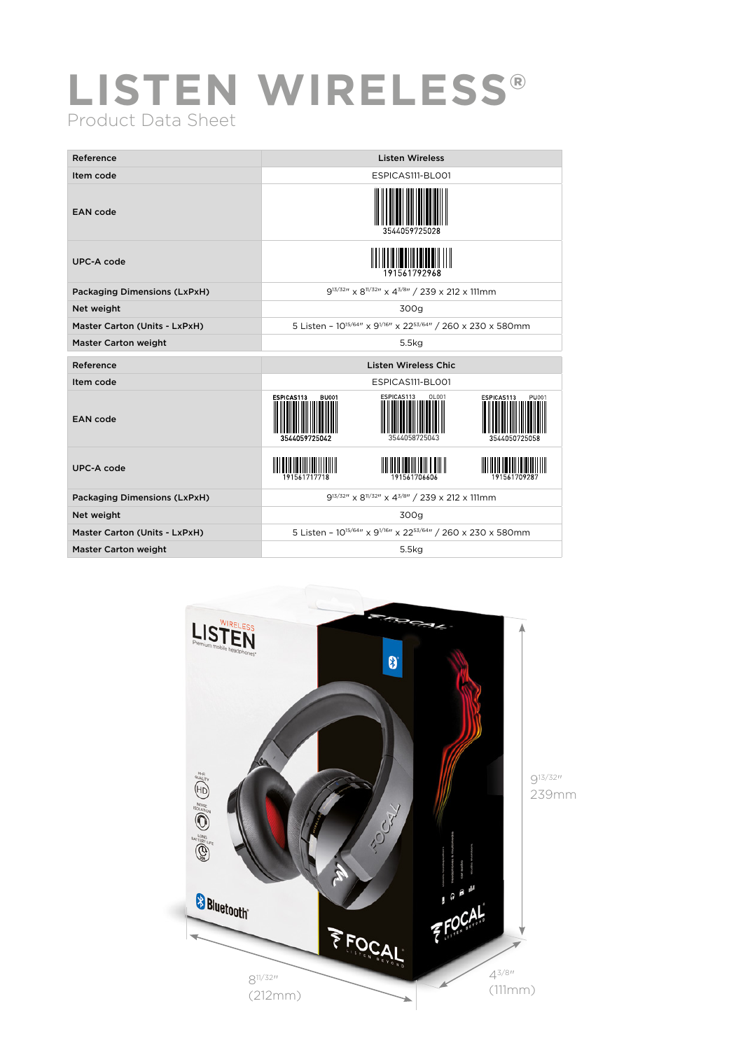# LISTEN WIRELESS®

Product Data Sheet

| Reference | Listen Wireless |
| --- | --- |
| Item code | ESPICAS111-BL001 |
| EAN code | 3544059725028 |
| UPC-A code | 191561792968 |
| Packaging Dimensions (LxPxH) | $9^{13/32}$" x $8^{11/32}$" x $4^{3/8}$" / 239 x 212 x 111mm |
| Net weight | 300g |
| Master Carton (Units - LxPxH) | 5 Listen - $10^{15/64}$" x $9^{1/16}$" x $22^{53/64}$" / 260 x 230 x 580mm |
| Master Carton weight | 5.5kg |

| Reference | Listen Wireless Chic | | |
| --- | --- | --- | --- |
| Item code | ESPICAS111-BL001 | | |
| EAN code | ESPICAS113 BU001 3544059725042 | ESPICAS113 OL001 3544058725043 | ESPICAS113 PU001 3544050725058 |
| UPC-A code | 191561717718 | 191561706606 | 191561709287 |
| Packaging Dimensions (LxPxH) | $9^{13/32}$" x $8^{11/32}$" x $4^{3/8}$" / 239 x 212 x 111mm | | |
| Net weight | 300g | | |
| Master Carton (Units - LxPxH) | 5 Listen - $10^{15/64}$" x $9^{1/16}$" x $22^{53/64}$" / 260 x 230 x 580mm | | |
| Master Carton weight | 5.5kg | | |

$9^{13/32}$"
239mm

$8^{11/32}$"
(212mm)

$4^{3/8}$"
(111mm)